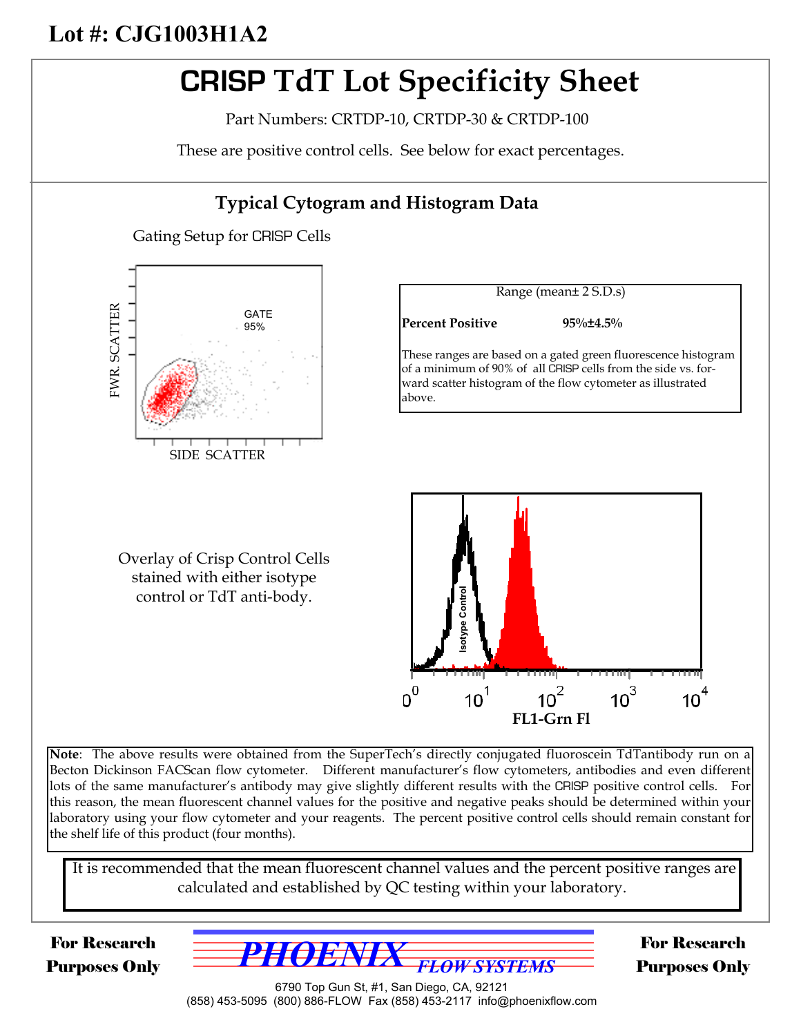**Lot #: CJG1003H1A2**

# CRISP TdT Lot Specificity Sheet

Part Numbers: CRTDP-10, CRTDP-30 & CRTDP-100

These are positive control cells. See below for exact percentages.

## Typical Cytogram and Histogram Data

Gating Setup for CRISP Cells

| Range (mean± 2 S.D.s) | |
|---|---|
| **Percent Positive** | **95%±4.5%** |

These ranges are based on a gated green fluorescence histogram of a minimum of 90% of all CRISP cells from the side vs. forward scatter histogram of the flow cytometer as illustrated above.

Overlay of Crisp Control Cells stained with either isotype control or TdT anti-body.

**Note**: The above results were obtained from the SuperTech's directly conjugated fluoroscein TdTantibody run on a Becton Dickinson FACScan flow cytometer. Different manufacturer's flow cytometers, antibodies and even different lots of the same manufacturer's antibody may give slightly different results with the CRISP positive control cells. For this reason, the mean fluorescent channel values for the positive and negative peaks should be determined within your laboratory using your flow cytometer and your reagents. The percent positive control cells should remain constant for the shelf life of this product (four months).

It is recommended that the mean fluorescent channel values and the percent positive ranges are calculated and established by QC testing within your laboratory.

**For Research Purposes Only**

PHOENIX FLOW SYSTEMS

6790 Top Gun St, #1, San Diego, CA, 92121
(858) 453-5095 (800) 886-FLOW Fax (858) 453-2117 info@phoenixflow.com

**For Research Purposes Only**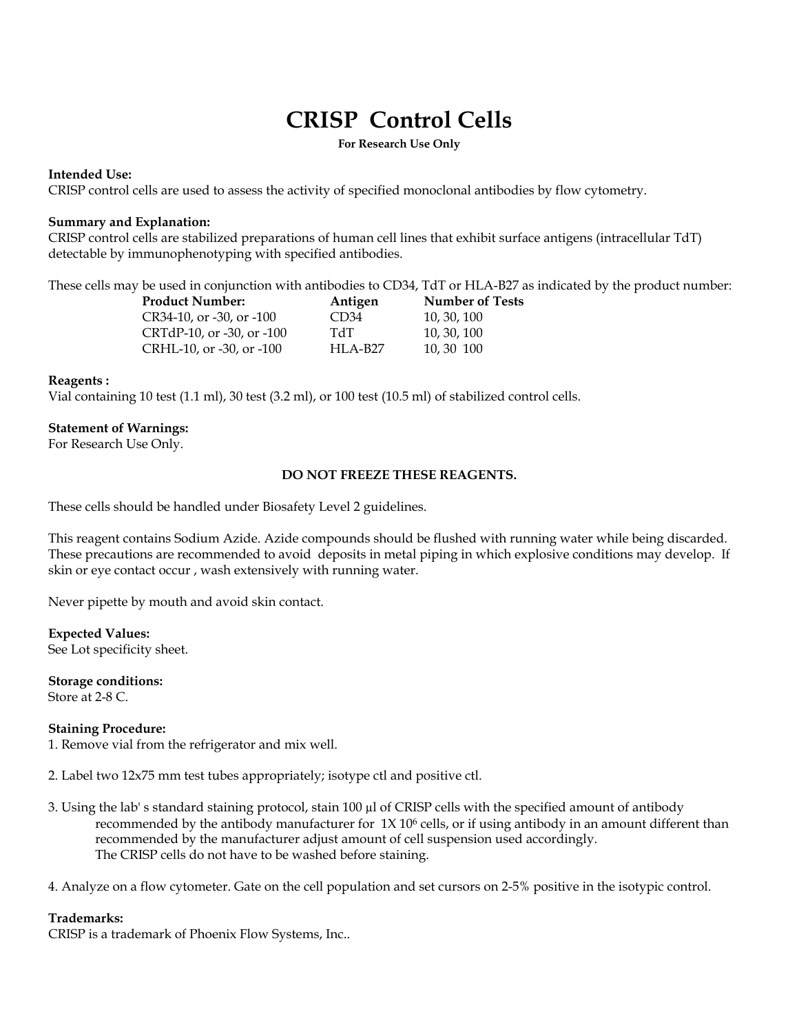# CRISP Control Cells

**For Research Use Only**

**Intended Use:**
CRISP control cells are used to assess the activity of specified monoclonal antibodies by flow cytometry.

**Summary and Explanation:**
CRISP control cells are stabilized preparations of human cell lines that exhibit surface antigens (intracellular TdT) detectable by immunophenotyping with specified antibodies.

These cells may be used in conjunction with antibodies to CD34, TdT or HLA-B27 as indicated by the product number:

| Product Number: | Antigen | Number of Tests |
|---|---|---|
| CR34-10, or -30, or -100 | CD34 | 10, 30, 100 |
| CRTdP-10, or -30, or -100 | TdT | 10, 30, 100 |
| CRHL-10, or -30, or -100 | HLA-B27 | 10, 30 100 |

**Reagents :**
Vial containing 10 test (1.1 ml), 30 test (3.2 ml), or 100 test (10.5 ml) of stabilized control cells.

**Statement of Warnings:**
For Research Use Only.

**DO NOT FREEZE THESE REAGENTS.**

These cells should be handled under Biosafety Level 2 guidelines.

This reagent contains Sodium Azide. Azide compounds should be flushed with running water while being discarded. These precautions are recommended to avoid deposits in metal piping in which explosive conditions may develop. If skin or eye contact occur , wash extensively with running water.

Never pipette by mouth and avoid skin contact.

**Expected Values:**
See Lot specificity sheet.

**Storage conditions:**
Store at 2-8 C.

**Staining Procedure:**
1. Remove vial from the refrigerator and mix well.

2. Label two 12x75 mm test tubes appropriately; isotype ctl and positive ctl.

3. Using the lab' s standard staining protocol, stain 100 µl of CRISP cells with the specified amount of antibody recommended by the antibody manufacturer for $1X\ 10^6$ cells, or if using antibody in an amount different than recommended by the manufacturer adjust amount of cell suspension used accordingly.
   The CRISP cells do not have to be washed before staining.

4. Analyze on a flow cytometer. Gate on the cell population and set cursors on 2-5% positive in the isotypic control.

**Trademarks:**
CRISP is a trademark of Phoenix Flow Systems, Inc..